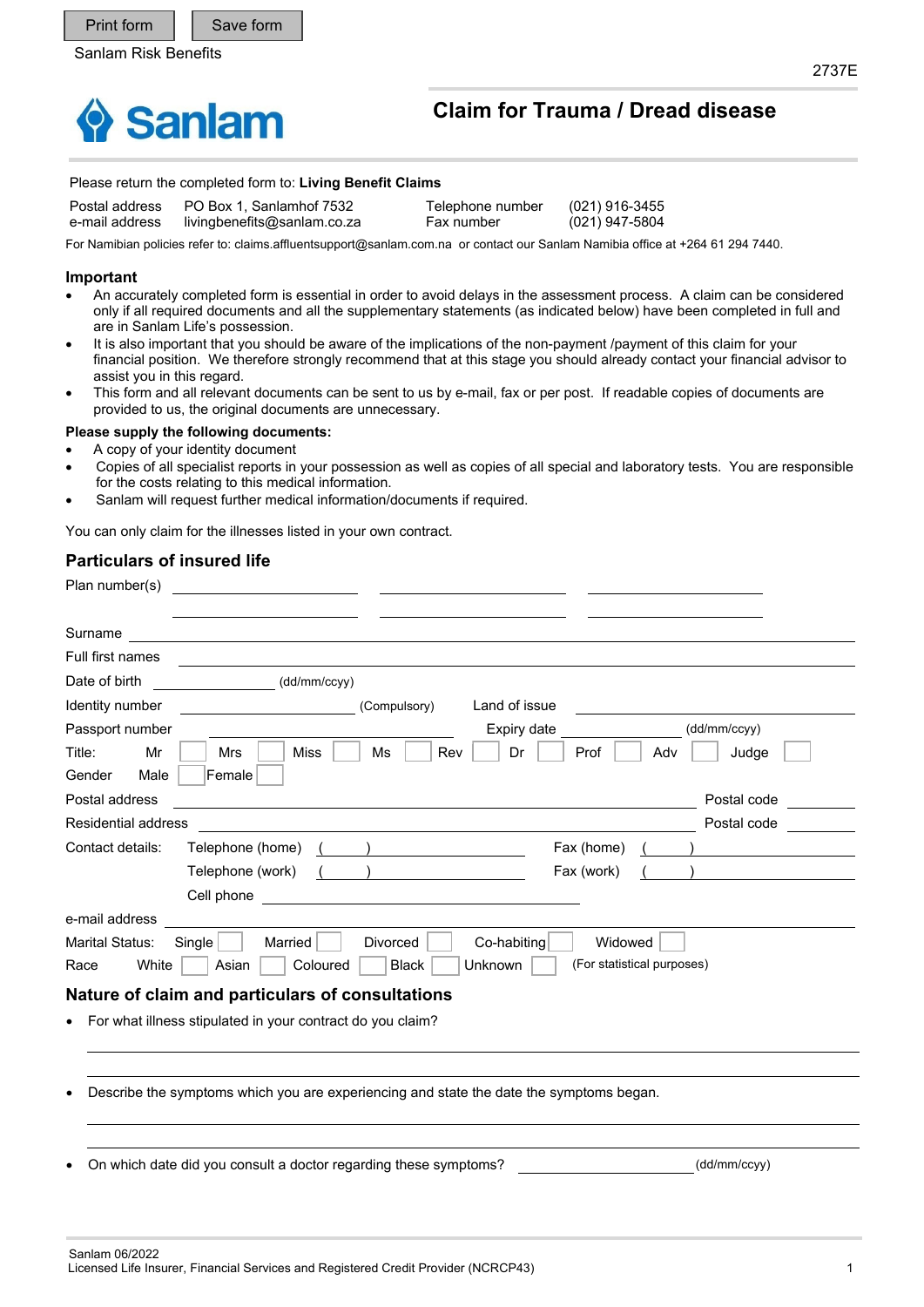Sanlam Risk Benefits

2737E

# Claim for Trauma / Dread disease

Please return the completed form to: **Living Benefit Claims**

| | | | |
|---|---|---|---|
| Postal address | PO Box 1, Sanlamhof 7532 | Telephone number | (021) 916-3455 |
| e-mail address | livingbenefits@sanlam.co.za | Fax number | (021) 947-5804 |

For Namibian policies refer to: claims.affluentsupport@sanlam.com.na or contact our Sanlam Namibia office at +264 61 294 7440.

### Important

- An accurately completed form is essential in order to avoid delays in the assessment process. A claim can be considered only if all required documents and all the supplementary statements (as indicated below) have been completed in full and are in Sanlam Life's possession.
- It is also important that you should be aware of the implications of the non-payment /payment of this claim for your financial position. We therefore strongly recommend that at this stage you should already contact your financial advisor to assist you in this regard.
- This form and all relevant documents can be sent to us by e-mail, fax or per post. If readable copies of documents are provided to us, the original documents are unnecessary.

**Please supply the following documents:**

- A copy of your identity document
- Copies of all specialist reports in your possession as well as copies of all special and laboratory tests. You are responsible for the costs relating to this medical information.
- Sanlam will request further medical information/documents if required.

You can only claim for the illnesses listed in your own contract.

## Particulars of insured life

Plan number(s) ____________ ____________ ____________

____________ ____________ ____________

Surname ____________________________________________

Full first names ____________________________________________

Date of birth ____________ (dd/mm/ccyy)

Identity number ____________ (Compulsory) Land of issue ____________

Passport number ____________ Expiry date ____________ (dd/mm/ccyy)

Title: Mr ☐ Mrs ☐ Miss ☐ Ms ☐ Rev ☐ Dr ☐ Prof ☐ Adv ☐ Judge ☐

Gender Male ☐ Female ☐

Postal address ____________________________ Postal code ________

Residential address ____________________________ Postal code ________

Contact details: Telephone (home) (    ) ____________ Fax (home) (    ) ____________

Telephone (work) (    ) ____________ Fax (work) (    ) ____________

Cell phone ____________

e-mail address ____________________________________________

Marital Status: Single ☐ Married ☐ Divorced ☐ Co-habiting ☐ Widowed ☐

Race White ☐ Asian ☐ Coloured ☐ Black ☐ Unknown ☐ (For statistical purposes)

## Nature of claim and particulars of consultations

- For what illness stipulated in your contract do you claim?

____________________________________________

____________________________________________

- Describe the symptoms which you are experiencing and state the date the symptoms began.

____________________________________________

____________________________________________

- On which date did you consult a doctor regarding these symptoms? ____________ (dd/mm/ccyy)

Sanlam 06/2022
Licensed Life Insurer, Financial Services and Registered Credit Provider (NCRCP43)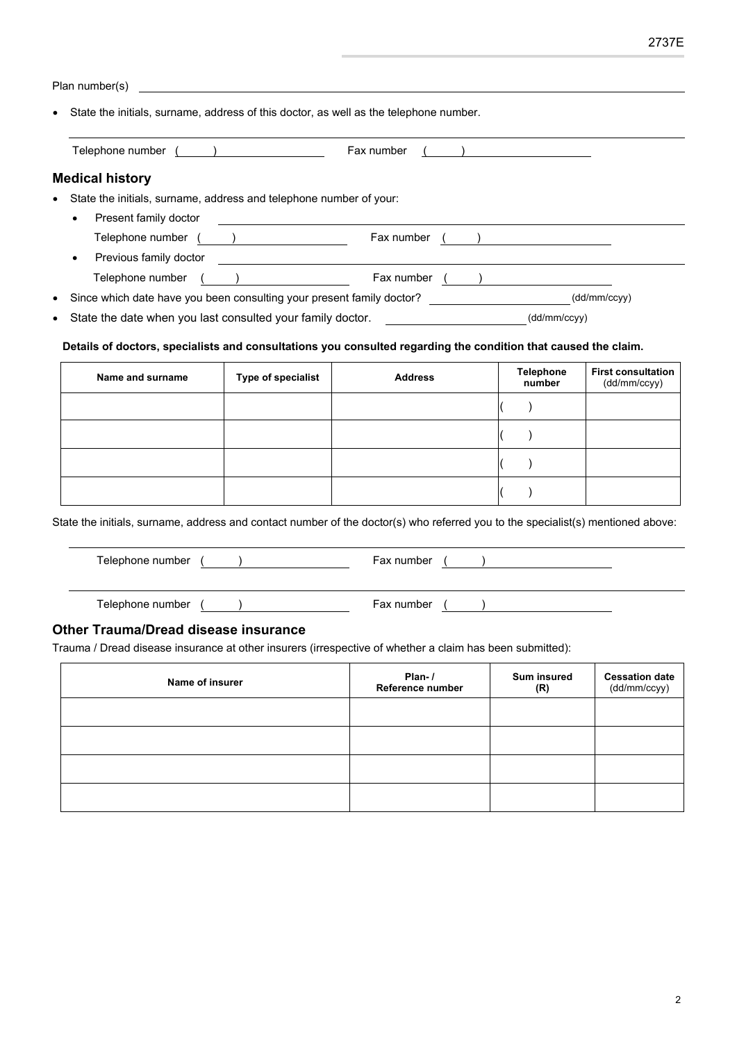Plan number(s) ____________________

- State the initials, surname, address of this doctor, as well as the telephone number.

____________________

Telephone number ( ) ____________ Fax number ( ) ____________

## Medical history

- State the initials, surname, address and telephone number of your:
  - Present family doctor ____________________
    Telephone number ( ) ____________ Fax number ( ) ____________
  - Previous family doctor ____________________
    Telephone number ( ) ____________ Fax number ( ) ____________
- Since which date have you been consulting your present family doctor? ____________ (dd/mm/ccyy)
- State the date when you last consulted your family doctor. ____________ (dd/mm/ccyy)

**Details of doctors, specialists and consultations you consulted regarding the condition that caused the claim.**

| Name and surname | Type of specialist | Address | Telephone number | First consultation (dd/mm/ccyy) |
|---|---|---|---|---|
| | | | ( ) | |
| | | | ( ) | |
| | | | ( ) | |
| | | | ( ) | |

State the initials, surname, address and contact number of the doctor(s) who referred you to the specialist(s) mentioned above:

____________________

Telephone number ( ) ____________ Fax number ( ) ____________

____________________

Telephone number ( ) ____________ Fax number ( ) ____________

## Other Trauma/Dread disease insurance

Trauma / Dread disease insurance at other insurers (irrespective of whether a claim has been submitted):

| Name of insurer | Plan- / Reference number | Sum insured (R) | Cessation date (dd/mm/ccyy) |
|---|---|---|---|
| | | | |
| | | | |
| | | | |
| | | | |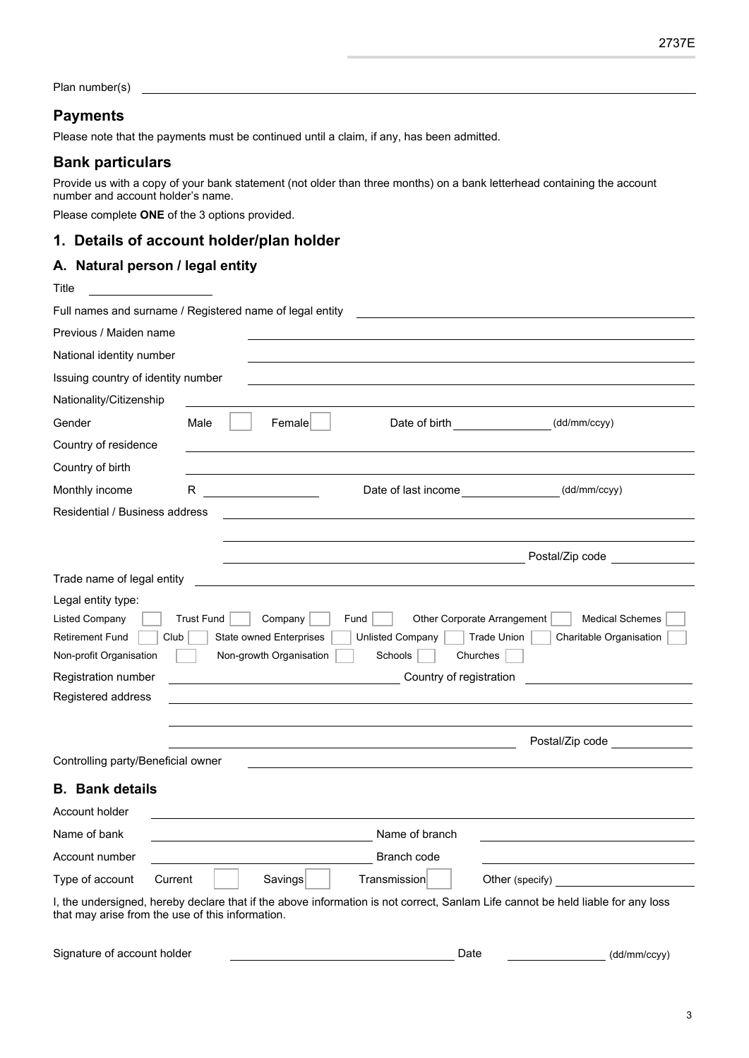Plan number(s) ______________________________

## Payments

Please note that the payments must be continued until a claim, if any, has been admitted.

## Bank particulars

Provide us with a copy of your bank statement (not older than three months) on a bank letterhead containing the account number and account holder's name.

Please complete **ONE** of the 3 options provided.

## 1. Details of account holder/plan holder

### A. Natural person / legal entity

Title ______________

Full names and surname / Registered name of legal entity ______________________________

Previous / Maiden name ______________________________

National identity number ______________________________

Issuing country of identity number ______________________________

Nationality/Citizenship ______________________________

Gender Male ☐ Female ☐ Date of birth ______________ (dd/mm/ccyy)

Country of residence ______________________________

Country of birth ______________________________

Monthly income R ______________ Date of last income ______________ (dd/mm/ccyy)

Residential / Business address ______________________________

______________________________

______________________________ Postal/Zip code ______________

Trade name of legal entity ______________________________

Legal entity type:

Listed Company ☐ Trust Fund ☐ Company ☐ Fund ☐ Other Corporate Arrangement ☐ Medical Schemes ☐

Retirement Fund ☐ Club ☐ State owned Enterprises ☐ Unlisted Company ☐ Trade Union ☐ Charitable Organisation ☐

Non-profit Organisation ☐ Non-growth Organisation ☐ Schools ☐ Churches ☐

Registration number ______________________________ Country of registration ______________

Registered address ______________________________

______________________________

______________________________ Postal/Zip code ______________

Controlling party/Beneficial owner ______________________________

### B. Bank details

Account holder ______________________________

Name of bank ______________________________ Name of branch ______________________________

Account number ______________________________ Branch code ______________________________

Type of account Current ☐ Savings ☐ Transmission ☐ Other (specify) ______________

I, the undersigned, hereby declare that if the above information is not correct, Sanlam Life cannot be held liable for any loss that may arise from the use of this information.

Signature of account holder ______________________________ Date ______________ (dd/mm/ccyy)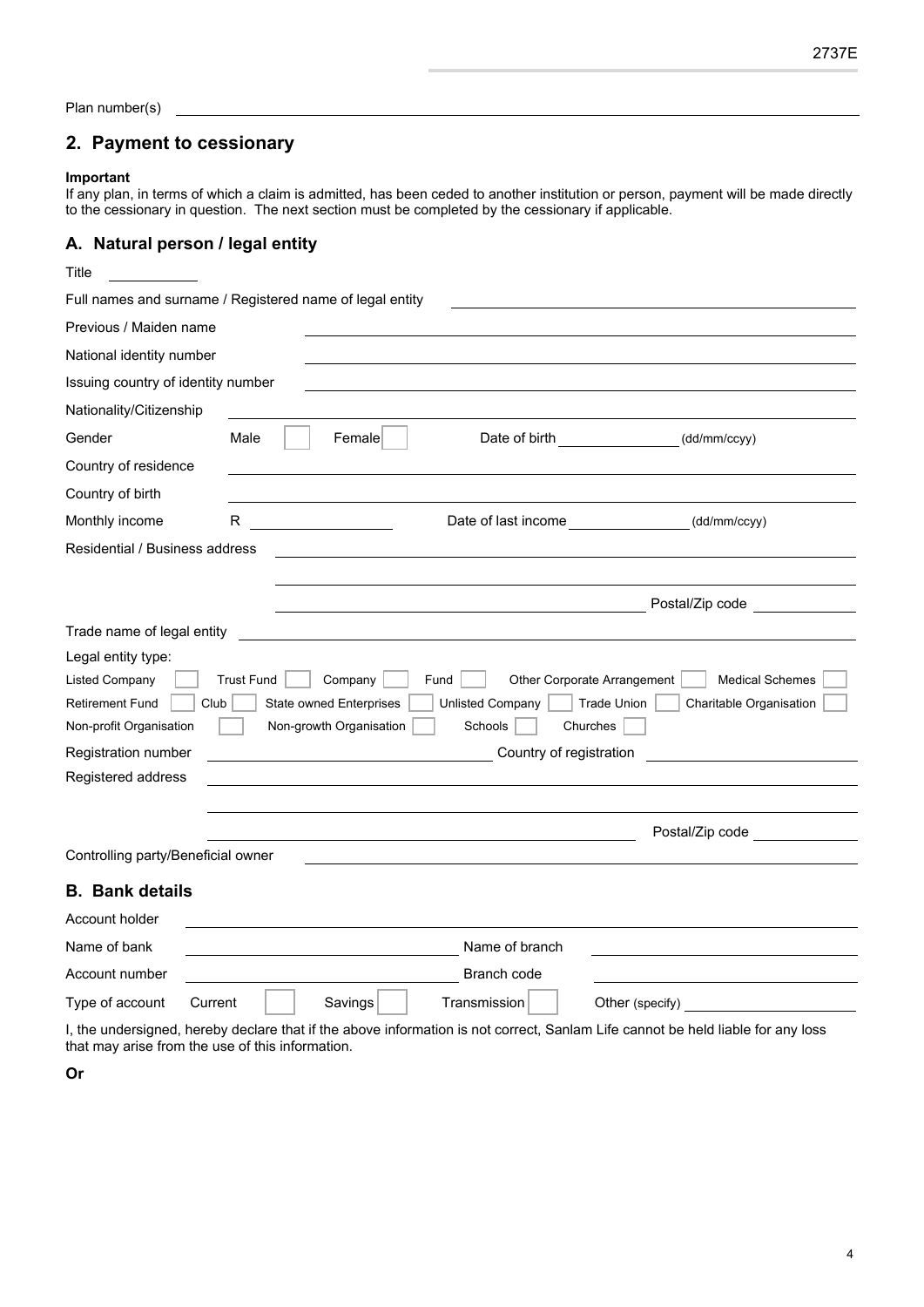Plan number(s) ______________________

## 2. Payment to cessionary

**Important**
If any plan, in terms of which a claim is admitted, has been ceded to another institution or person, payment will be made directly to the cessionary in question. The next section must be completed by the cessionary if applicable.

### A. Natural person / legal entity

Title ______________________

Full names and surname / Registered name of legal entity ______________________

Previous / Maiden name ______________________

National identity number ______________________

Issuing country of identity number ______________________

Nationality/Citizenship ______________________

Gender Male ☐ Female ☐ Date of birth ______________________ (dd/mm/ccyy)

Country of residence ______________________

Country of birth ______________________

Monthly income R ______________________ Date of last income ______________________ (dd/mm/ccyy)

Residential / Business address ______________________

______________________

______________________ Postal/Zip code ______________________

Trade name of legal entity ______________________

Legal entity type:

Listed Company ☐ Trust Fund ☐ Company ☐ Fund ☐ Other Corporate Arrangement ☐ Medical Schemes ☐

Retirement Fund ☐ Club ☐ State owned Enterprises ☐ Unlisted Company ☐ Trade Union ☐ Charitable Organisation ☐

Non-profit Organisation ☐ Non-growth Organisation ☐ Schools ☐ Churches ☐

Registration number ______________________ Country of registration ______________________

Registered address ______________________

______________________

______________________ Postal/Zip code ______________________

Controlling party/Beneficial owner ______________________

### B. Bank details

Account holder ______________________

Name of bank ______________________ Name of branch ______________________

Account number ______________________ Branch code ______________________

Type of account Current ☐ Savings ☐ Transmission ☐ Other (specify) ______________________

I, the undersigned, hereby declare that if the above information is not correct, Sanlam Life cannot be held liable for any loss that may arise from the use of this information.

**Or**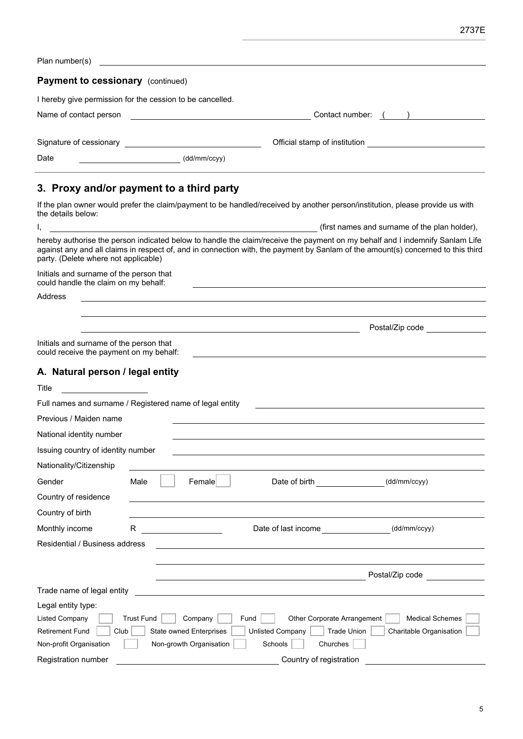Plan number(s) \_\_\_\_\_\_\_\_\_\_\_\_\_\_\_\_\_\_\_\_

### Payment to cessionary (continued)

I hereby give permission for the cession to be cancelled.

Name of contact person \_\_\_\_\_\_\_\_\_\_\_\_\_\_\_\_\_\_\_\_ Contact number: ( ) \_\_\_\_\_\_\_\_\_\_

Signature of cessionary \_\_\_\_\_\_\_\_\_\_\_\_\_\_\_\_\_\_\_\_ Official stamp of institution \_\_\_\_\_\_\_\_\_\_\_\_\_\_\_\_\_\_\_\_

Date \_\_\_\_\_\_\_\_\_\_\_\_ (dd/mm/ccyy)

## 3. Proxy and/or payment to a third party

If the plan owner would prefer the claim/payment to be handled/received by another person/institution, please provide us with the details below:

I, \_\_\_\_\_\_\_\_\_\_\_\_\_\_\_\_\_\_\_\_ (first names and surname of the plan holder),

hereby authorise the person indicated below to handle the claim/receive the payment on my behalf and I indemnify Sanlam Life against any and all claims in respect of, and in connection with, the payment by Sanlam of the amount(s) concerned to this third party. (Delete where not applicable)

Initials and surname of the person that could handle the claim on my behalf: \_\_\_\_\_\_\_\_\_\_\_\_\_\_\_\_\_\_\_\_

Address \_\_\_\_\_\_\_\_\_\_\_\_\_\_\_\_\_\_\_\_

\_\_\_\_\_\_\_\_\_\_\_\_\_\_\_\_\_\_\_\_

\_\_\_\_\_\_\_\_\_\_\_\_\_\_\_\_\_\_\_\_ Postal/Zip code \_\_\_\_\_\_\_\_\_\_

Initials and surname of the person that could receive the payment on my behalf: \_\_\_\_\_\_\_\_\_\_\_\_\_\_\_\_\_\_\_\_

### A. Natural person / legal entity

Title \_\_\_\_\_\_\_\_\_\_

Full names and surname / Registered name of legal entity \_\_\_\_\_\_\_\_\_\_\_\_\_\_\_\_\_\_\_\_

Previous / Maiden name \_\_\_\_\_\_\_\_\_\_\_\_\_\_\_\_\_\_\_\_

National identity number \_\_\_\_\_\_\_\_\_\_\_\_\_\_\_\_\_\_\_\_

Issuing country of identity number \_\_\_\_\_\_\_\_\_\_\_\_\_\_\_\_\_\_\_\_

Nationality/Citizenship \_\_\_\_\_\_\_\_\_\_\_\_\_\_\_\_\_\_\_\_

Gender Male ☐ Female ☐ Date of birth \_\_\_\_\_\_\_\_\_\_ (dd/mm/ccyy)

Country of residence \_\_\_\_\_\_\_\_\_\_\_\_\_\_\_\_\_\_\_\_

Country of birth \_\_\_\_\_\_\_\_\_\_\_\_\_\_\_\_\_\_\_\_

Monthly income R \_\_\_\_\_\_\_\_\_\_ Date of last income \_\_\_\_\_\_\_\_\_\_ (dd/mm/ccyy)

Residential / Business address \_\_\_\_\_\_\_\_\_\_\_\_\_\_\_\_\_\_\_\_

\_\_\_\_\_\_\_\_\_\_\_\_\_\_\_\_\_\_\_\_

\_\_\_\_\_\_\_\_\_\_\_\_\_\_\_\_\_\_\_\_ Postal/Zip code \_\_\_\_\_\_\_\_\_\_

Trade name of legal entity \_\_\_\_\_\_\_\_\_\_\_\_\_\_\_\_\_\_\_\_

Legal entity type:

Listed Company ☐ Trust Fund ☐ Company ☐ Fund ☐ Other Corporate Arrangement ☐ Medical Schemes ☐
Retirement Fund ☐ Club ☐ State owned Enterprises ☐ Unlisted Company ☐ Trade Union ☐ Charitable Organisation ☐
Non-profit Organisation ☐ Non-growth Organisation ☐ Schools ☐ Churches ☐

Registration number \_\_\_\_\_\_\_\_\_\_\_\_\_\_\_\_\_\_\_\_ Country of registration \_\_\_\_\_\_\_\_\_\_\_\_\_\_\_\_\_\_\_\_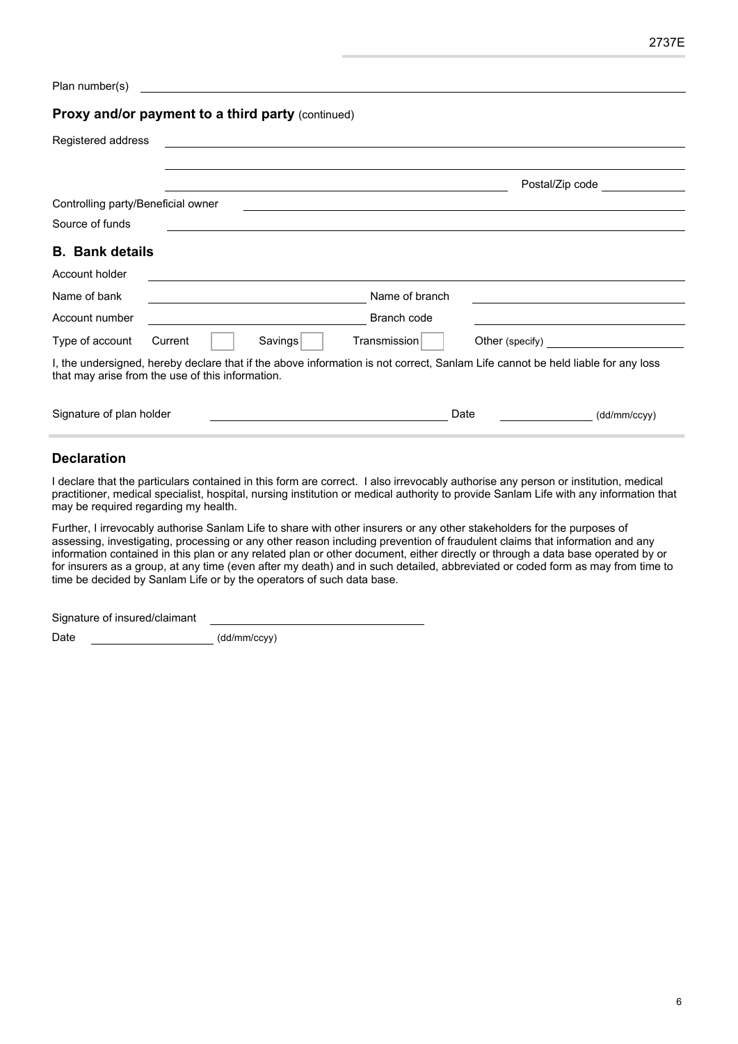Plan number(s) \_\_\_\_\_\_\_\_\_\_\_\_\_\_\_\_\_\_\_\_\_\_\_\_\_\_\_\_\_\_\_\_\_\_\_\_\_\_\_\_

## Proxy and/or payment to a third party (continued)

Registered address \_\_\_\_\_\_\_\_\_\_\_\_\_\_\_\_\_\_\_\_\_\_\_\_\_\_\_\_\_\_\_\_\_\_\_\_\_\_\_\_

\_\_\_\_\_\_\_\_\_\_\_\_\_\_\_\_\_\_\_\_\_\_\_\_\_\_\_\_\_\_\_\_\_\_\_\_\_\_\_\_

\_\_\_\_\_\_\_\_\_\_\_\_\_\_\_\_\_\_\_\_\_\_\_\_\_\_\_\_ Postal/Zip code \_\_\_\_\_\_\_\_\_\_

Controlling party/Beneficial owner \_\_\_\_\_\_\_\_\_\_\_\_\_\_\_\_\_\_\_\_\_\_\_\_\_\_\_\_\_\_\_\_\_\_\_\_\_\_\_\_

Source of funds \_\_\_\_\_\_\_\_\_\_\_\_\_\_\_\_\_\_\_\_\_\_\_\_\_\_\_\_\_\_\_\_\_\_\_\_\_\_\_\_

## B. Bank details

Account holder \_\_\_\_\_\_\_\_\_\_\_\_\_\_\_\_\_\_\_\_\_\_\_\_\_\_\_\_\_\_\_\_\_\_\_\_\_\_\_\_

Name of bank \_\_\_\_\_\_\_\_\_\_\_\_\_\_\_\_\_\_\_\_ Name of branch \_\_\_\_\_\_\_\_\_\_\_\_\_\_\_\_\_\_\_\_

Account number \_\_\_\_\_\_\_\_\_\_\_\_\_\_\_\_\_\_\_\_ Branch code \_\_\_\_\_\_\_\_\_\_\_\_\_\_\_\_\_\_\_\_

Type of account Current ☐ Savings ☐ Transmission ☐ Other (specify) \_\_\_\_\_\_\_\_\_\_\_\_\_\_\_\_\_\_\_\_

I, the undersigned, hereby declare that if the above information is not correct, Sanlam Life cannot be held liable for any loss that may arise from the use of this information.

Signature of plan holder \_\_\_\_\_\_\_\_\_\_\_\_\_\_\_\_\_\_\_\_\_\_\_\_\_\_\_\_ Date \_\_\_\_\_\_\_\_\_\_\_\_ (dd/mm/ccyy)

## Declaration

I declare that the particulars contained in this form are correct. I also irrevocably authorise any person or institution, medical practitioner, medical specialist, hospital, nursing institution or medical authority to provide Sanlam Life with any information that may be required regarding my health.

Further, I irrevocably authorise Sanlam Life to share with other insurers or any other stakeholders for the purposes of assessing, investigating, processing or any other reason including prevention of fraudulent claims that information and any information contained in this plan or any related plan or other document, either directly or through a data base operated by or for insurers as a group, at any time (even after my death) and in such detailed, abbreviated or coded form as may from time to time be decided by Sanlam Life or by the operators of such data base.

Signature of insured/claimant \_\_\_\_\_\_\_\_\_\_\_\_\_\_\_\_\_\_\_\_\_\_\_\_\_\_\_\_

Date \_\_\_\_\_\_\_\_\_\_\_\_\_\_\_\_ (dd/mm/ccyy)